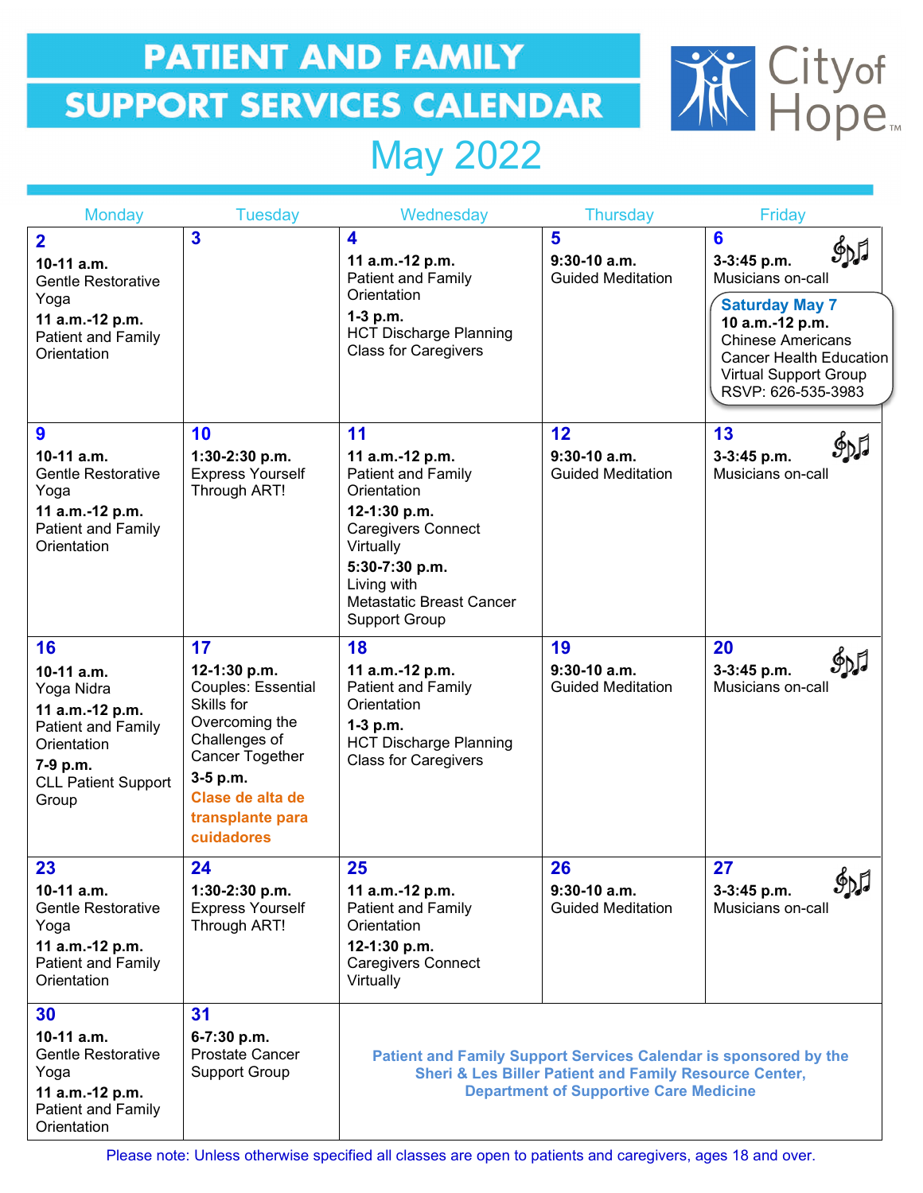# PATIENT AND FAMILY SUPPORT SERVICES CALENDAR

City of Hope

## May 2022

| Monday | Tuesday | Wednesday | Thursday | Friday |
|---|---|---|---|---|
| **2**<br>**10-11 a.m.**<br>Gentle Restorative Yoga<br>**11 a.m.-12 p.m.**<br>Patient and Family Orientation | **3** | **4**<br>**11 a.m.-12 p.m.**<br>Patient and Family Orientation<br>**1-3 p.m.**<br>HCT Discharge Planning Class for Caregivers | **5**<br>**9:30-10 a.m.**<br>Guided Meditation | **6**<br>**3-3:45 p.m.**<br>Musicians on-call<br>**Saturday May 7**<br>**10 a.m.-12 p.m.**<br>Chinese Americans Cancer Health Education Virtual Support Group<br>RSVP: 626-535-3983 |
| **9**<br>**10-11 a.m.**<br>Gentle Restorative Yoga<br>**11 a.m.-12 p.m.**<br>Patient and Family Orientation | **10**<br>**1:30-2:30 p.m.**<br>Express Yourself Through ART! | **11**<br>**11 a.m.-12 p.m.**<br>Patient and Family Orientation<br>**12-1:30 p.m.**<br>Caregivers Connect Virtually<br>**5:30-7:30 p.m.**<br>Living with Metastatic Breast Cancer Support Group | **12**<br>**9:30-10 a.m.**<br>Guided Meditation | **13**<br>**3-3:45 p.m.**<br>Musicians on-call |
| **16**<br>**10-11 a.m.**<br>Yoga Nidra<br>**11 a.m.-12 p.m.**<br>Patient and Family Orientation<br>**7-9 p.m.**<br>CLL Patient Support Group | **17**<br>**12-1:30 p.m.**<br>Couples: Essential Skills for Overcoming the Challenges of Cancer Together<br>**3-5 p.m.**<br>**Clase de alta de transplante para cuidadores** | **18**<br>**11 a.m.-12 p.m.**<br>Patient and Family Orientation<br>**1-3 p.m.**<br>HCT Discharge Planning Class for Caregivers | **19**<br>**9:30-10 a.m.**<br>Guided Meditation | **20**<br>**3-3:45 p.m.**<br>Musicians on-call |
| **23**<br>**10-11 a.m.**<br>Gentle Restorative Yoga<br>**11 a.m.-12 p.m.**<br>Patient and Family Orientation | **24**<br>**1:30-2:30 p.m.**<br>Express Yourself Through ART! | **25**<br>**11 a.m.-12 p.m.**<br>Patient and Family Orientation<br>**12-1:30 p.m.**<br>Caregivers Connect Virtually | **26**<br>**9:30-10 a.m.**<br>Guided Meditation | **27**<br>**3-3:45 p.m.**<br>Musicians on-call |
| **30**<br>**10-11 a.m.**<br>Gentle Restorative Yoga<br>**11 a.m.-12 p.m.**<br>Patient and Family Orientation | **31**<br>**6-7:30 p.m.**<br>Prostate Cancer Support Group | **Patient and Family Support Services Calendar is sponsored by the Sheri & Les Biller Patient and Family Resource Center, Department of Supportive Care Medicine** | | |

Please note: Unless otherwise specified all classes are open to patients and caregivers, ages 18 and over.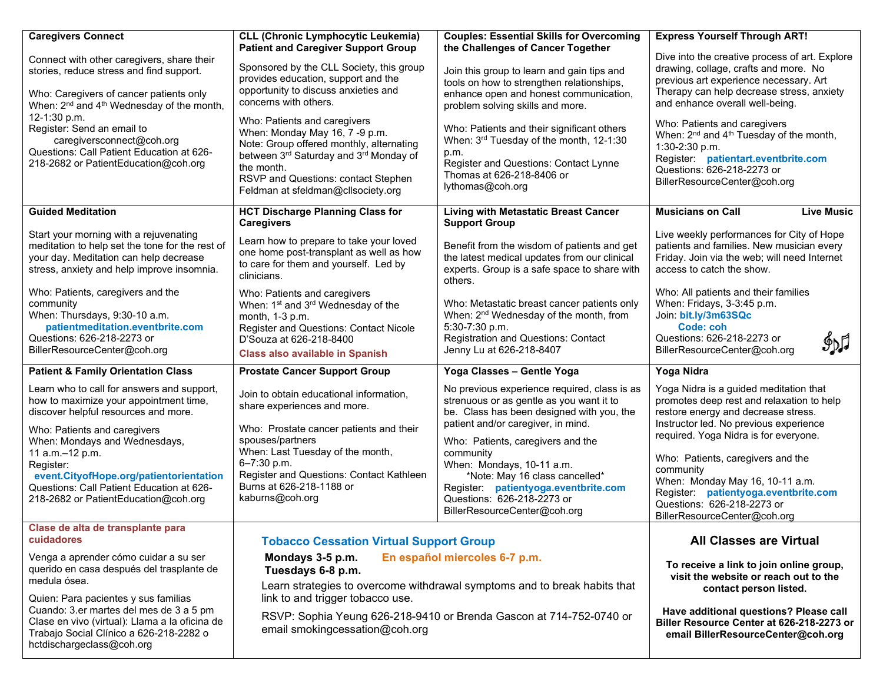### Caregivers Connect

Connect with other caregivers, share their stories, reduce stress and find support.

Who: Caregivers of cancer patients only
When: 2nd and 4th Wednesday of the month, 12-1:30 p.m.
Register: Send an email to caregiversconnect@coh.org
Questions: Call Patient Education at 626-218-2682 or PatientEducation@coh.org

### CLL (Chronic Lymphocytic Leukemia) Patient and Caregiver Support Group

Sponsored by the CLL Society, this group provides education, support and the opportunity to discuss anxieties and concerns with others.

Who: Patients and caregivers
When: Monday May 16, 7 -9 p.m.
Note: Group offered monthly, alternating between 3rd Saturday and 3rd Monday of the month.
RSVP and Questions: contact Stephen Feldman at sfeldman@cllsociety.org

### Couples: Essential Skills for Overcoming the Challenges of Cancer Together

Join this group to learn and gain tips and tools on how to strengthen relationships, enhance open and honest communication, problem solving skills and more.

Who: Patients and their significant others
When: 3rd Tuesday of the month, 12-1:30 p.m.
Register and Questions: Contact Lynne Thomas at 626-218-8406 or lythomas@coh.org

### Express Yourself Through ART!

Dive into the creative process of art. Explore drawing, collage, crafts and more. No previous art experience necessary. Art Therapy can help decrease stress, anxiety and enhance overall well-being.

Who: Patients and caregivers
When: 2nd and 4th Tuesday of the month, 1:30-2:30 p.m.
Register: **patientart.eventbrite.com**
Questions: 626-218-2273 or BillerResourceCenter@coh.org

### Guided Meditation

Start your morning with a rejuvenating meditation to help set the tone for the rest of your day. Meditation can help decrease stress, anxiety and help improve insomnia.

Who: Patients, caregivers and the community
When: Thursdays, 9:30-10 a.m.
**patientmeditation.eventbrite.com**
Questions: 626-218-2273 or BillerResourceCenter@coh.org

### HCT Discharge Planning Class for Caregivers

Learn how to prepare to take your loved one home post-transplant as well as how to care for them and yourself. Led by clinicians.

Who: Patients and caregivers
When: 1st and 3rd Wednesday of the month, 1-3 p.m.
Register and Questions: Contact Nicole D'Souza at 626-218-8400
**Class also available in Spanish**

### Living with Metastatic Breast Cancer Support Group

Benefit from the wisdom of patients and get the latest medical updates from our clinical experts. Group is a safe space to share with others.

Who: Metastatic breast cancer patients only
When: 2nd Wednesday of the month, from 5:30-7:30 p.m.
Registration and Questions: Contact Jenny Lu at 626-218-8407

### Musicians on Call — Live Music

Live weekly performances for City of Hope patients and families. New musician every Friday. Join via the web; will need Internet access to catch the show.

Who: All patients and their families
When: Fridays, 3-3:45 p.m.
Join: **bit.ly/3m63SQc**
**Code: coh**
Questions: 626-218-2273 or BillerResourceCenter@coh.org

### Patient & Family Orientation Class

Learn who to call for answers and support, how to maximize your appointment time, discover helpful resources and more.

Who: Patients and caregivers
When: Mondays and Wednesdays, 11 a.m.–12 p.m.
Register: **event.CityofHope.org/patientorientation**
Questions: Call Patient Education at 626-218-2682 or PatientEducation@coh.org

### Prostate Cancer Support Group

Join to obtain educational information, share experiences and more.

Who: Prostate cancer patients and their spouses/partners
When: Last Tuesday of the month, 6–7:30 p.m.
Register and Questions: Contact Kathleen Burns at 626-218-1188 or kaburns@coh.org

### Yoga Classes – Gentle Yoga

No previous experience required, class is as strenuous or as gentle as you want it to be. Class has been designed with you, the patient and/or caregiver, in mind.

Who: Patients, caregivers and the community
When: Mondays, 10-11 a.m.
*Note: May 16 class cancelled*
Register: **patientyoga.eventbrite.com**
Questions: 626-218-2273 or BillerResourceCenter@coh.org

### Yoga Nidra

Yoga Nidra is a guided meditation that promotes deep rest and relaxation to help restore energy and decrease stress. Instructor led. No previous experience required. Yoga Nidra is for everyone.

Who: Patients, caregivers and the community
When: Monday May 16, 10-11 a.m.
Register: **patientyoga.eventbrite.com**
Questions: 626-218-2273 or BillerResourceCenter@coh.org

### Clase de alta de transplante para cuidadores

Venga a aprender cómo cuidar a su ser querido en casa después del trasplante de medula ósea.

Quien: Para pacientes y sus familias
Cuando: 3.er martes del mes de 3 a 5 pm
Clase en vivo (virtual): Llama a la oficina de Trabajo Social Clínico a 626-218-2282 o hctdischargeclass@coh.org

### Tobacco Cessation Virtual Support Group

**Mondays 3-5 p.m.** **En español miercoles 6-7 p.m.**
**Tuesdays 6-8 p.m.**

Learn strategies to overcome withdrawal symptoms and to break habits that link to and trigger tobacco use.

RSVP: Sophia Yeung 626-218-9410 or Brenda Gascon at 714-752-0740 or email smokingcessation@coh.org

### All Classes are Virtual

**To receive a link to join online group, visit the website or reach out to the contact person listed.**

**Have additional questions? Please call Biller Resource Center at 626-218-2273 or email BillerResourceCenter@coh.org**